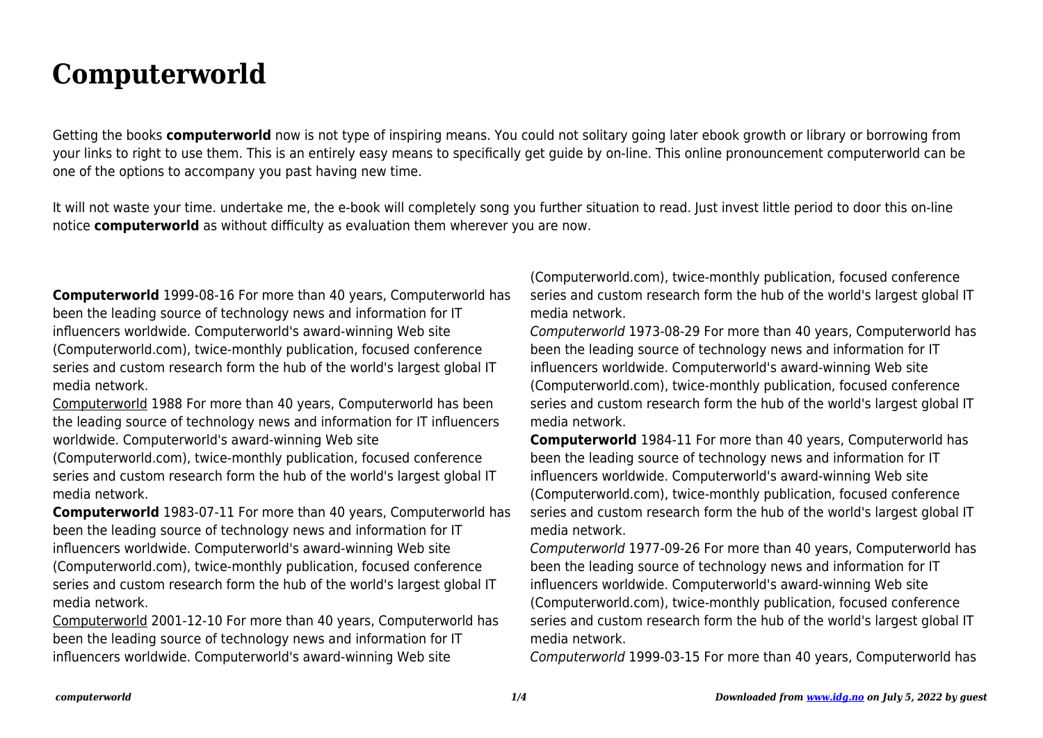# Computerworld

Getting the books **computerworld** now is not type of inspiring means. You could not solitary going later ebook growth or library or borrowing from your links to right to use them. This is an entirely easy means to specifically get guide by on-line. This online pronouncement computerworld can be one of the options to accompany you past having new time.

It will not waste your time. undertake me, the e-book will completely song you further situation to read. Just invest little period to door this on-line notice **computerworld** as without difficulty as evaluation them wherever you are now.

**Computerworld** 1999-08-16 For more than 40 years, Computerworld has been the leading source of technology news and information for IT influencers worldwide. Computerworld's award-winning Web site (Computerworld.com), twice-monthly publication, focused conference series and custom research form the hub of the world's largest global IT media network.

Computerworld 1988 For more than 40 years, Computerworld has been the leading source of technology news and information for IT influencers worldwide. Computerworld's award-winning Web site (Computerworld.com), twice-monthly publication, focused conference series and custom research form the hub of the world's largest global IT media network.

**Computerworld** 1983-07-11 For more than 40 years, Computerworld has been the leading source of technology news and information for IT influencers worldwide. Computerworld's award-winning Web site (Computerworld.com), twice-monthly publication, focused conference series and custom research form the hub of the world's largest global IT media network.

Computerworld 2001-12-10 For more than 40 years, Computerworld has been the leading source of technology news and information for IT influencers worldwide. Computerworld's award-winning Web site (Computerworld.com), twice-monthly publication, focused conference series and custom research form the hub of the world's largest global IT media network.

*Computerworld* 1973-08-29 For more than 40 years, Computerworld has been the leading source of technology news and information for IT influencers worldwide. Computerworld's award-winning Web site (Computerworld.com), twice-monthly publication, focused conference series and custom research form the hub of the world's largest global IT media network.

**Computerworld** 1984-11 For more than 40 years, Computerworld has been the leading source of technology news and information for IT influencers worldwide. Computerworld's award-winning Web site (Computerworld.com), twice-monthly publication, focused conference series and custom research form the hub of the world's largest global IT media network.

*Computerworld* 1977-09-26 For more than 40 years, Computerworld has been the leading source of technology news and information for IT influencers worldwide. Computerworld's award-winning Web site (Computerworld.com), twice-monthly publication, focused conference series and custom research form the hub of the world's largest global IT media network.

*Computerworld* 1999-03-15 For more than 40 years, Computerworld has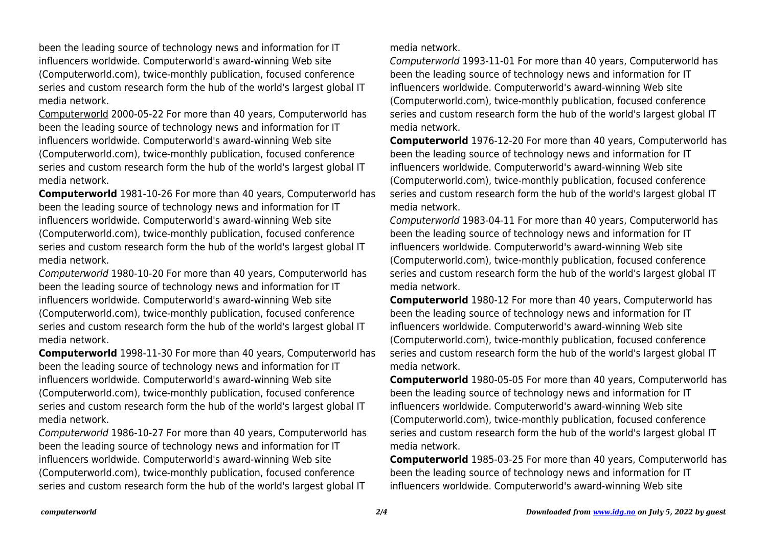been the leading source of technology news and information for IT influencers worldwide. Computerworld's award-winning Web site (Computerworld.com), twice-monthly publication, focused conference series and custom research form the hub of the world's largest global IT media network.

Computerworld 2000-05-22 For more than 40 years, Computerworld has been the leading source of technology news and information for IT influencers worldwide. Computerworld's award-winning Web site (Computerworld.com), twice-monthly publication, focused conference series and custom research form the hub of the world's largest global IT media network.

**Computerworld** 1981-10-26 For more than 40 years, Computerworld has been the leading source of technology news and information for IT influencers worldwide. Computerworld's award-winning Web site (Computerworld.com), twice-monthly publication, focused conference series and custom research form the hub of the world's largest global IT media network.

*Computerworld* 1980-10-20 For more than 40 years, Computerworld has been the leading source of technology news and information for IT influencers worldwide. Computerworld's award-winning Web site (Computerworld.com), twice-monthly publication, focused conference series and custom research form the hub of the world's largest global IT media network.

**Computerworld** 1998-11-30 For more than 40 years, Computerworld has been the leading source of technology news and information for IT influencers worldwide. Computerworld's award-winning Web site (Computerworld.com), twice-monthly publication, focused conference series and custom research form the hub of the world's largest global IT media network.

*Computerworld* 1986-10-27 For more than 40 years, Computerworld has been the leading source of technology news and information for IT influencers worldwide. Computerworld's award-winning Web site (Computerworld.com), twice-monthly publication, focused conference series and custom research form the hub of the world's largest global IT media network.

*Computerworld* 1993-11-01 For more than 40 years, Computerworld has been the leading source of technology news and information for IT influencers worldwide. Computerworld's award-winning Web site (Computerworld.com), twice-monthly publication, focused conference series and custom research form the hub of the world's largest global IT media network.

**Computerworld** 1976-12-20 For more than 40 years, Computerworld has been the leading source of technology news and information for IT influencers worldwide. Computerworld's award-winning Web site (Computerworld.com), twice-monthly publication, focused conference series and custom research form the hub of the world's largest global IT media network.

*Computerworld* 1983-04-11 For more than 40 years, Computerworld has been the leading source of technology news and information for IT influencers worldwide. Computerworld's award-winning Web site (Computerworld.com), twice-monthly publication, focused conference series and custom research form the hub of the world's largest global IT media network.

**Computerworld** 1980-12 For more than 40 years, Computerworld has been the leading source of technology news and information for IT influencers worldwide. Computerworld's award-winning Web site (Computerworld.com), twice-monthly publication, focused conference series and custom research form the hub of the world's largest global IT media network.

**Computerworld** 1980-05-05 For more than 40 years, Computerworld has been the leading source of technology news and information for IT influencers worldwide. Computerworld's award-winning Web site (Computerworld.com), twice-monthly publication, focused conference series and custom research form the hub of the world's largest global IT media network.

**Computerworld** 1985-03-25 For more than 40 years, Computerworld has been the leading source of technology news and information for IT influencers worldwide. Computerworld's award-winning Web site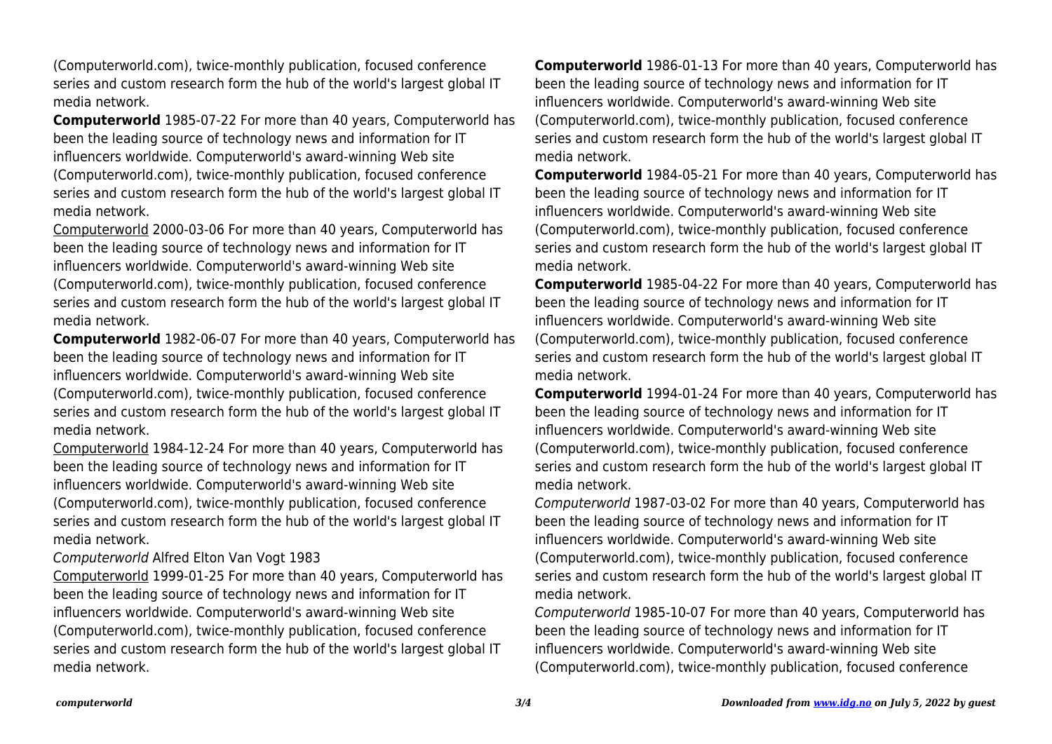(Computerworld.com), twice-monthly publication, focused conference series and custom research form the hub of the world's largest global IT media network.

**Computerworld** 1985-07-22 For more than 40 years, Computerworld has been the leading source of technology news and information for IT influencers worldwide. Computerworld's award-winning Web site (Computerworld.com), twice-monthly publication, focused conference series and custom research form the hub of the world's largest global IT media network.

Computerworld 2000-03-06 For more than 40 years, Computerworld has been the leading source of technology news and information for IT influencers worldwide. Computerworld's award-winning Web site (Computerworld.com), twice-monthly publication, focused conference series and custom research form the hub of the world's largest global IT media network.

**Computerworld** 1982-06-07 For more than 40 years, Computerworld has been the leading source of technology news and information for IT influencers worldwide. Computerworld's award-winning Web site (Computerworld.com), twice-monthly publication, focused conference series and custom research form the hub of the world's largest global IT media network.

Computerworld 1984-12-24 For more than 40 years, Computerworld has been the leading source of technology news and information for IT influencers worldwide. Computerworld's award-winning Web site (Computerworld.com), twice-monthly publication, focused conference series and custom research form the hub of the world's largest global IT media network.

*Computerworld* Alfred Elton Van Vogt 1983

Computerworld 1999-01-25 For more than 40 years, Computerworld has been the leading source of technology news and information for IT influencers worldwide. Computerworld's award-winning Web site (Computerworld.com), twice-monthly publication, focused conference series and custom research form the hub of the world's largest global IT media network.

**Computerworld** 1986-01-13 For more than 40 years, Computerworld has been the leading source of technology news and information for IT influencers worldwide. Computerworld's award-winning Web site (Computerworld.com), twice-monthly publication, focused conference series and custom research form the hub of the world's largest global IT media network.

**Computerworld** 1984-05-21 For more than 40 years, Computerworld has been the leading source of technology news and information for IT influencers worldwide. Computerworld's award-winning Web site (Computerworld.com), twice-monthly publication, focused conference series and custom research form the hub of the world's largest global IT media network.

**Computerworld** 1985-04-22 For more than 40 years, Computerworld has been the leading source of technology news and information for IT influencers worldwide. Computerworld's award-winning Web site (Computerworld.com), twice-monthly publication, focused conference series and custom research form the hub of the world's largest global IT media network.

**Computerworld** 1994-01-24 For more than 40 years, Computerworld has been the leading source of technology news and information for IT influencers worldwide. Computerworld's award-winning Web site (Computerworld.com), twice-monthly publication, focused conference series and custom research form the hub of the world's largest global IT media network.

*Computerworld* 1987-03-02 For more than 40 years, Computerworld has been the leading source of technology news and information for IT influencers worldwide. Computerworld's award-winning Web site (Computerworld.com), twice-monthly publication, focused conference series and custom research form the hub of the world's largest global IT media network.

*Computerworld* 1985-10-07 For more than 40 years, Computerworld has been the leading source of technology news and information for IT influencers worldwide. Computerworld's award-winning Web site (Computerworld.com), twice-monthly publication, focused conference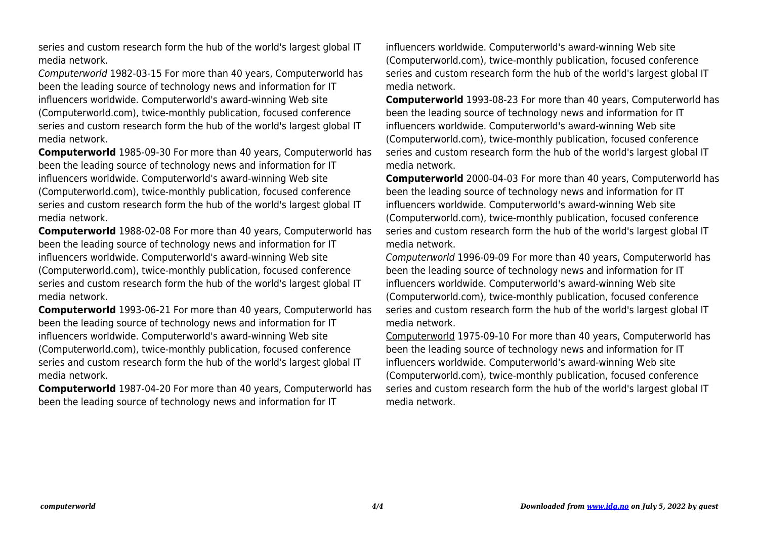series and custom research form the hub of the world's largest global IT media network.

*Computerworld* 1982-03-15 For more than 40 years, Computerworld has been the leading source of technology news and information for IT influencers worldwide. Computerworld's award-winning Web site (Computerworld.com), twice-monthly publication, focused conference series and custom research form the hub of the world's largest global IT media network.

**Computerworld** 1985-09-30 For more than 40 years, Computerworld has been the leading source of technology news and information for IT influencers worldwide. Computerworld's award-winning Web site (Computerworld.com), twice-monthly publication, focused conference series and custom research form the hub of the world's largest global IT media network.

**Computerworld** 1988-02-08 For more than 40 years, Computerworld has been the leading source of technology news and information for IT influencers worldwide. Computerworld's award-winning Web site (Computerworld.com), twice-monthly publication, focused conference series and custom research form the hub of the world's largest global IT media network.

**Computerworld** 1993-06-21 For more than 40 years, Computerworld has been the leading source of technology news and information for IT influencers worldwide. Computerworld's award-winning Web site (Computerworld.com), twice-monthly publication, focused conference series and custom research form the hub of the world's largest global IT media network.

**Computerworld** 1987-04-20 For more than 40 years, Computerworld has been the leading source of technology news and information for IT influencers worldwide. Computerworld's award-winning Web site (Computerworld.com), twice-monthly publication, focused conference series and custom research form the hub of the world's largest global IT media network.

**Computerworld** 1993-08-23 For more than 40 years, Computerworld has been the leading source of technology news and information for IT influencers worldwide. Computerworld's award-winning Web site (Computerworld.com), twice-monthly publication, focused conference series and custom research form the hub of the world's largest global IT media network.

**Computerworld** 2000-04-03 For more than 40 years, Computerworld has been the leading source of technology news and information for IT influencers worldwide. Computerworld's award-winning Web site (Computerworld.com), twice-monthly publication, focused conference series and custom research form the hub of the world's largest global IT media network.

*Computerworld* 1996-09-09 For more than 40 years, Computerworld has been the leading source of technology news and information for IT influencers worldwide. Computerworld's award-winning Web site (Computerworld.com), twice-monthly publication, focused conference series and custom research form the hub of the world's largest global IT media network.

Computerworld 1975-09-10 For more than 40 years, Computerworld has been the leading source of technology news and information for IT influencers worldwide. Computerworld's award-winning Web site (Computerworld.com), twice-monthly publication, focused conference series and custom research form the hub of the world's largest global IT media network.